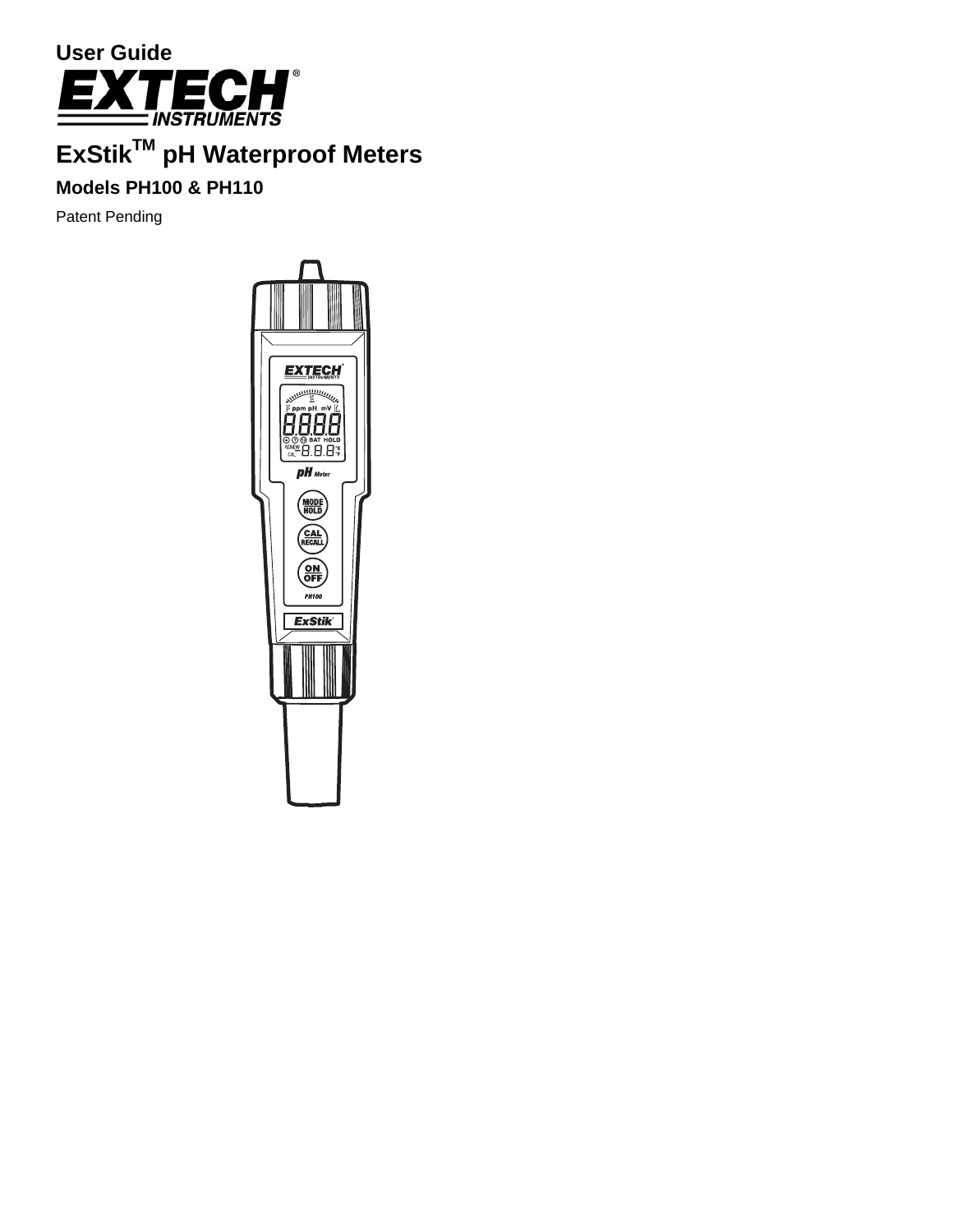**User Guide**

# EXTECH INSTRUMENTS

# ExStik™ pH Waterproof Meters

## Models PH100 & PH110

Patent Pending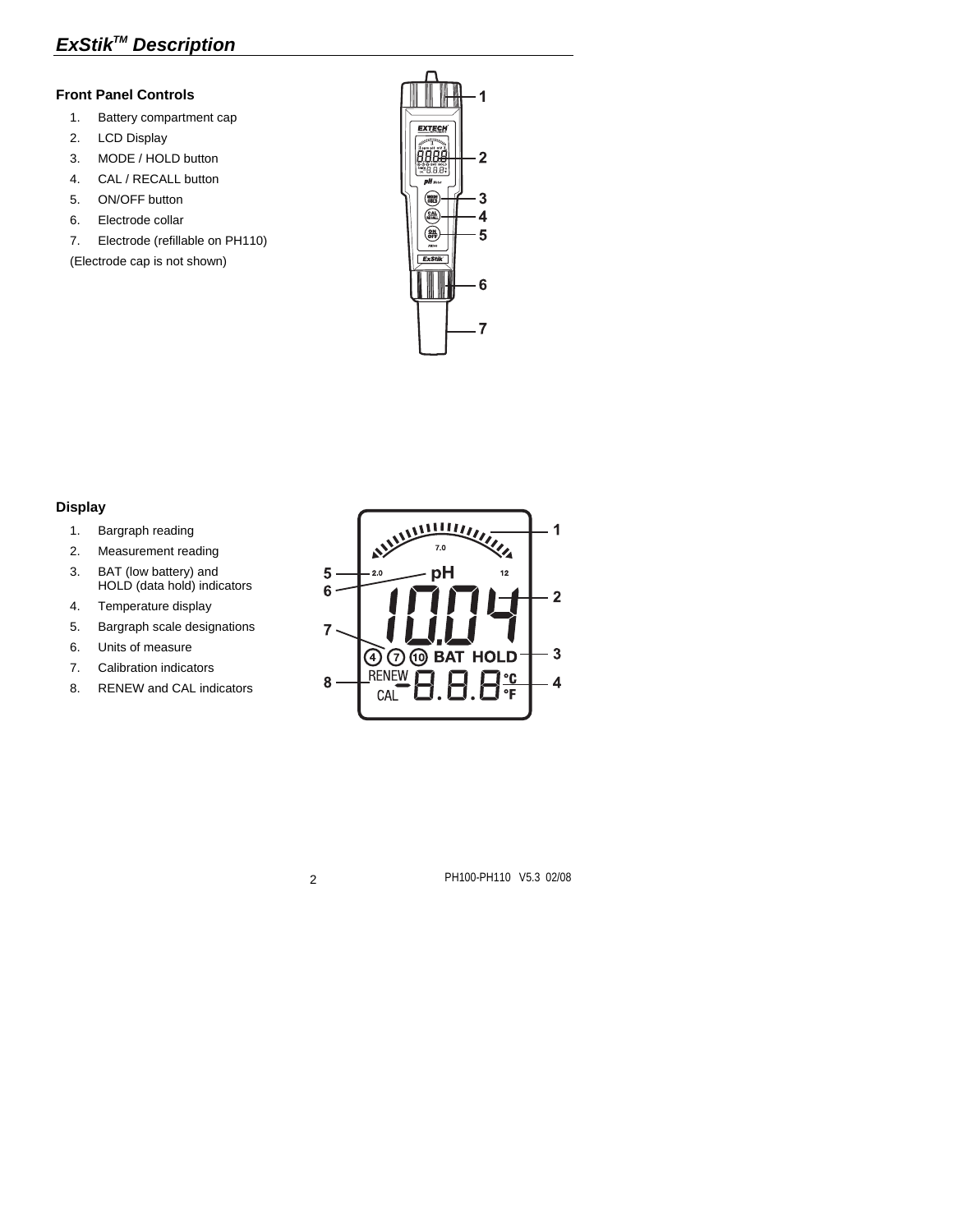## ExStik[TM] Description

### Front Panel Controls

1. Battery compartment cap
2. LCD Display
3. MODE / HOLD button
4. CAL / RECALL button
5. ON/OFF button
6. Electrode collar
7. Electrode (refillable on PH110)

(Electrode cap is not shown)

### Display

1. Bargraph reading
2. Measurement reading
3. BAT (low battery) and HOLD (data hold) indicators
4. Temperature display
5. Bargraph scale designations
6. Units of measure
7. Calibration indicators
8. RENEW and CAL indicators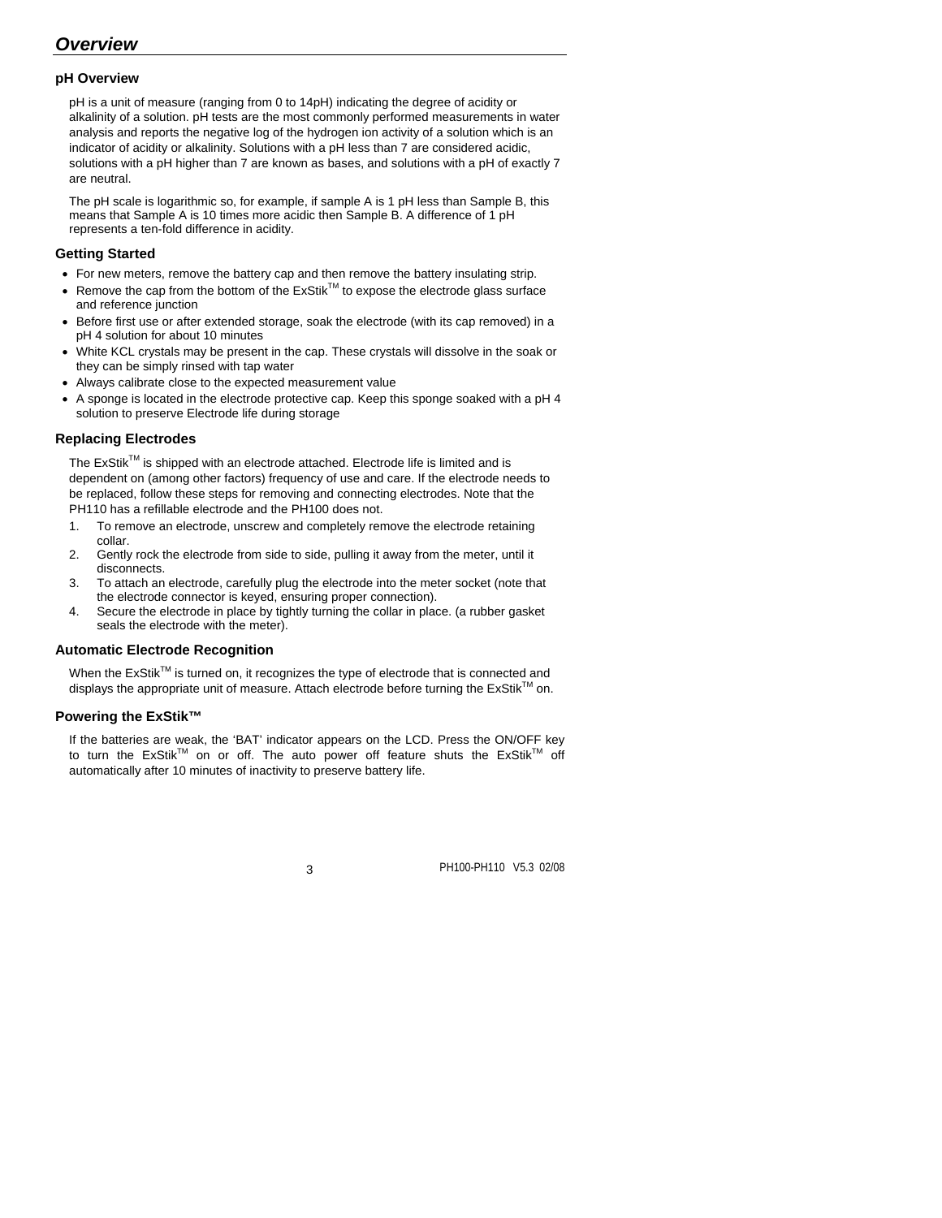# *Overview*

### pH Overview

pH is a unit of measure (ranging from 0 to 14pH) indicating the degree of acidity or alkalinity of a solution. pH tests are the most commonly performed measurements in water analysis and reports the negative log of the hydrogen ion activity of a solution which is an indicator of acidity or alkalinity. Solutions with a pH less than 7 are considered acidic, solutions with a pH higher than 7 are known as bases, and solutions with a pH of exactly 7 are neutral.

The pH scale is logarithmic so, for example, if sample A is 1 pH less than Sample B, this means that Sample A is 10 times more acidic then Sample B. A difference of 1 pH represents a ten-fold difference in acidity.

### Getting Started

- For new meters, remove the battery cap and then remove the battery insulating strip.
- Remove the cap from the bottom of the ExStik™ to expose the electrode glass surface and reference junction
- Before first use or after extended storage, soak the electrode (with its cap removed) in a pH 4 solution for about 10 minutes
- White KCL crystals may be present in the cap. These crystals will dissolve in the soak or they can be simply rinsed with tap water
- Always calibrate close to the expected measurement value
- A sponge is located in the electrode protective cap. Keep this sponge soaked with a pH 4 solution to preserve Electrode life during storage

### Replacing Electrodes

The ExStik™ is shipped with an electrode attached. Electrode life is limited and is dependent on (among other factors) frequency of use and care. If the electrode needs to be replaced, follow these steps for removing and connecting electrodes. Note that the PH110 has a refillable electrode and the PH100 does not.

1. To remove an electrode, unscrew and completely remove the electrode retaining collar.
2. Gently rock the electrode from side to side, pulling it away from the meter, until it disconnects.
3. To attach an electrode, carefully plug the electrode into the meter socket (note that the electrode connector is keyed, ensuring proper connection).
4. Secure the electrode in place by tightly turning the collar in place. (a rubber gasket seals the electrode with the meter).

### Automatic Electrode Recognition

When the ExStik™ is turned on, it recognizes the type of electrode that is connected and displays the appropriate unit of measure. Attach electrode before turning the ExStik™ on.

### Powering the ExStik™

If the batteries are weak, the 'BAT' indicator appears on the LCD. Press the ON/OFF key to turn the ExStik™ on or off. The auto power off feature shuts the ExStik™ off automatically after 10 minutes of inactivity to preserve battery life.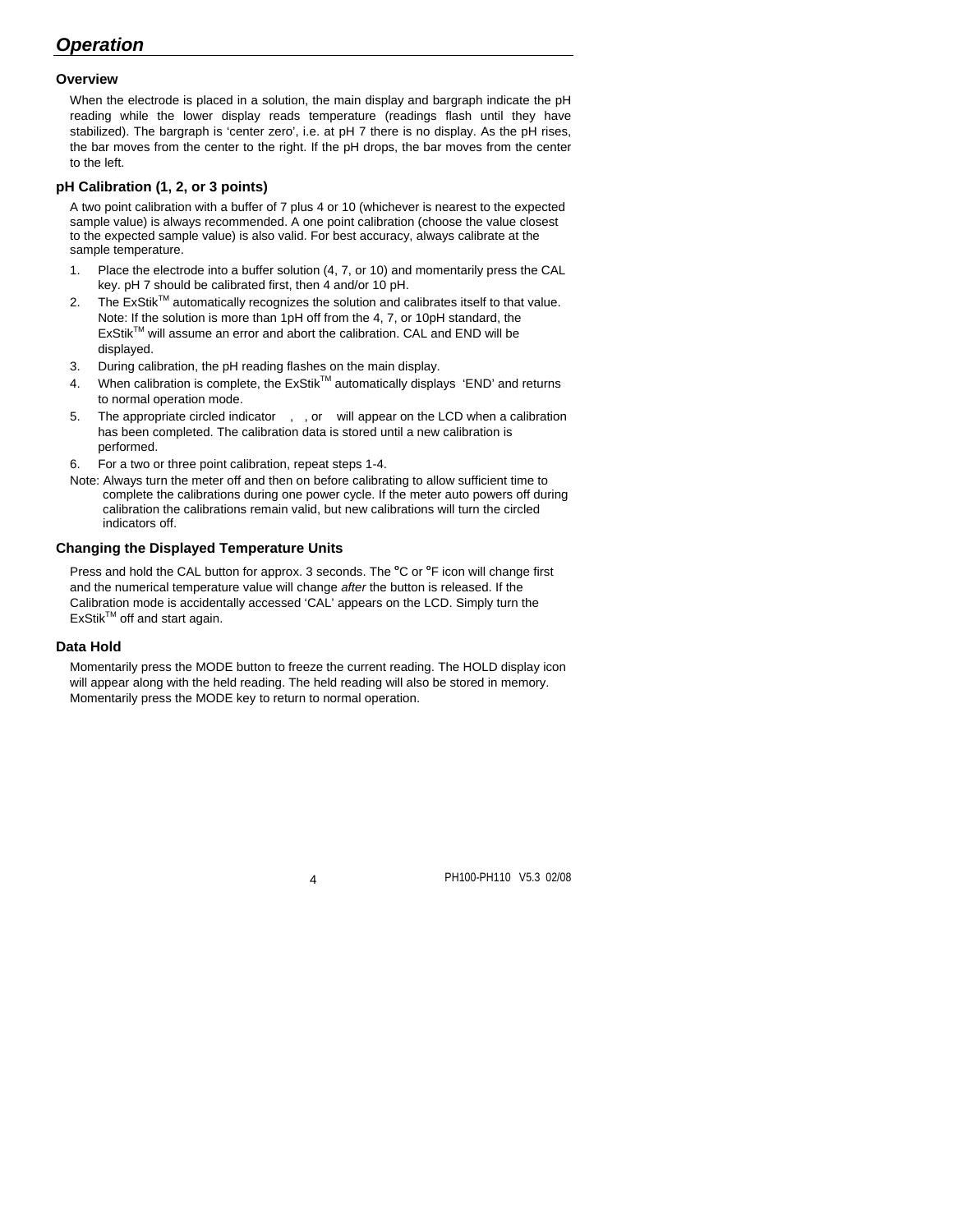## *Operation*

### Overview

When the electrode is placed in a solution, the main display and bargraph indicate the pH reading while the lower display reads temperature (readings flash until they have stabilized). The bargraph is 'center zero', i.e. at pH 7 there is no display. As the pH rises, the bar moves from the center to the right. If the pH drops, the bar moves from the center to the left.

### pH Calibration (1, 2, or 3 points)

A two point calibration with a buffer of 7 plus 4 or 10 (whichever is nearest to the expected sample value) is always recommended. A one point calibration (choose the value closest to the expected sample value) is also valid. For best accuracy, always calibrate at the sample temperature.

1. Place the electrode into a buffer solution (4, 7, or 10) and momentarily press the CAL key. pH 7 should be calibrated first, then 4 and/or 10 pH.
2. The ExStik™ automatically recognizes the solution and calibrates itself to that value. Note: If the solution is more than 1pH off from the 4, 7, or 10pH standard, the ExStik™ will assume an error and abort the calibration. CAL and END will be displayed.
3. During calibration, the pH reading flashes on the main display.
4. When calibration is complete, the ExStik™ automatically displays 'END' and returns to normal operation mode.
5. The appropriate circled indicator , , or will appear on the LCD when a calibration has been completed. The calibration data is stored until a new calibration is performed.
6. For a two or three point calibration, repeat steps 1-4.

Note: Always turn the meter off and then on before calibrating to allow sufficient time to complete the calibrations during one power cycle. If the meter auto powers off during calibration the calibrations remain valid, but new calibrations will turn the circled indicators off.

### Changing the Displayed Temperature Units

Press and hold the CAL button for approx. 3 seconds. The °C or °F icon will change first and the numerical temperature value will change *after* the button is released. If the Calibration mode is accidentally accessed 'CAL' appears on the LCD. Simply turn the ExStik™ off and start again.

### Data Hold

Momentarily press the MODE button to freeze the current reading. The HOLD display icon will appear along with the held reading. The held reading will also be stored in memory. Momentarily press the MODE key to return to normal operation.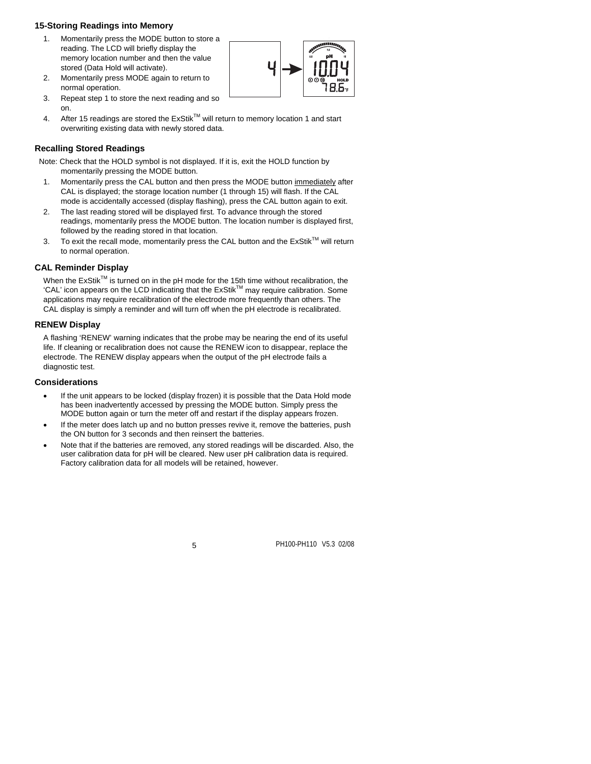## 15-Storing Readings into Memory

1. Momentarily press the MODE button to store a reading. The LCD will briefly display the memory location number and then the value stored (Data Hold will activate).
2. Momentarily press MODE again to return to normal operation.
3. Repeat step 1 to store the next reading and so on.
4. After 15 readings are stored the ExStik™ will return to memory location 1 and start overwriting existing data with newly stored data.

## Recalling Stored Readings

Note: Check that the HOLD symbol is not displayed. If it is, exit the HOLD function by momentarily pressing the MODE button.

1. Momentarily press the CAL button and then press the MODE button <u>immediately</u> after CAL is displayed; the storage location number (1 through 15) will flash. If the CAL mode is accidentally accessed (display flashing), press the CAL button again to exit.
2. The last reading stored will be displayed first. To advance through the stored readings, momentarily press the MODE button. The location number is displayed first, followed by the reading stored in that location.
3. To exit the recall mode, momentarily press the CAL button and the ExStik™ will return to normal operation.

## CAL Reminder Display

When the ExStik™ is turned on in the pH mode for the 15th time without recalibration, the 'CAL' icon appears on the LCD indicating that the ExStik™ may require calibration. Some applications may require recalibration of the electrode more frequently than others. The CAL display is simply a reminder and will turn off when the pH electrode is recalibrated.

## RENEW Display

A flashing 'RENEW' warning indicates that the probe may be nearing the end of its useful life. If cleaning or recalibration does not cause the RENEW icon to disappear, replace the electrode. The RENEW display appears when the output of the pH electrode fails a diagnostic test.

## Considerations

- If the unit appears to be locked (display frozen) it is possible that the Data Hold mode has been inadvertently accessed by pressing the MODE button. Simply press the MODE button again or turn the meter off and restart if the display appears frozen.
- If the meter does latch up and no button presses revive it, remove the batteries, push the ON button for 3 seconds and then reinsert the batteries.
- Note that if the batteries are removed, any stored readings will be discarded. Also, the user calibration data for pH will be cleared. New user pH calibration data is required. Factory calibration data for all models will be retained, however.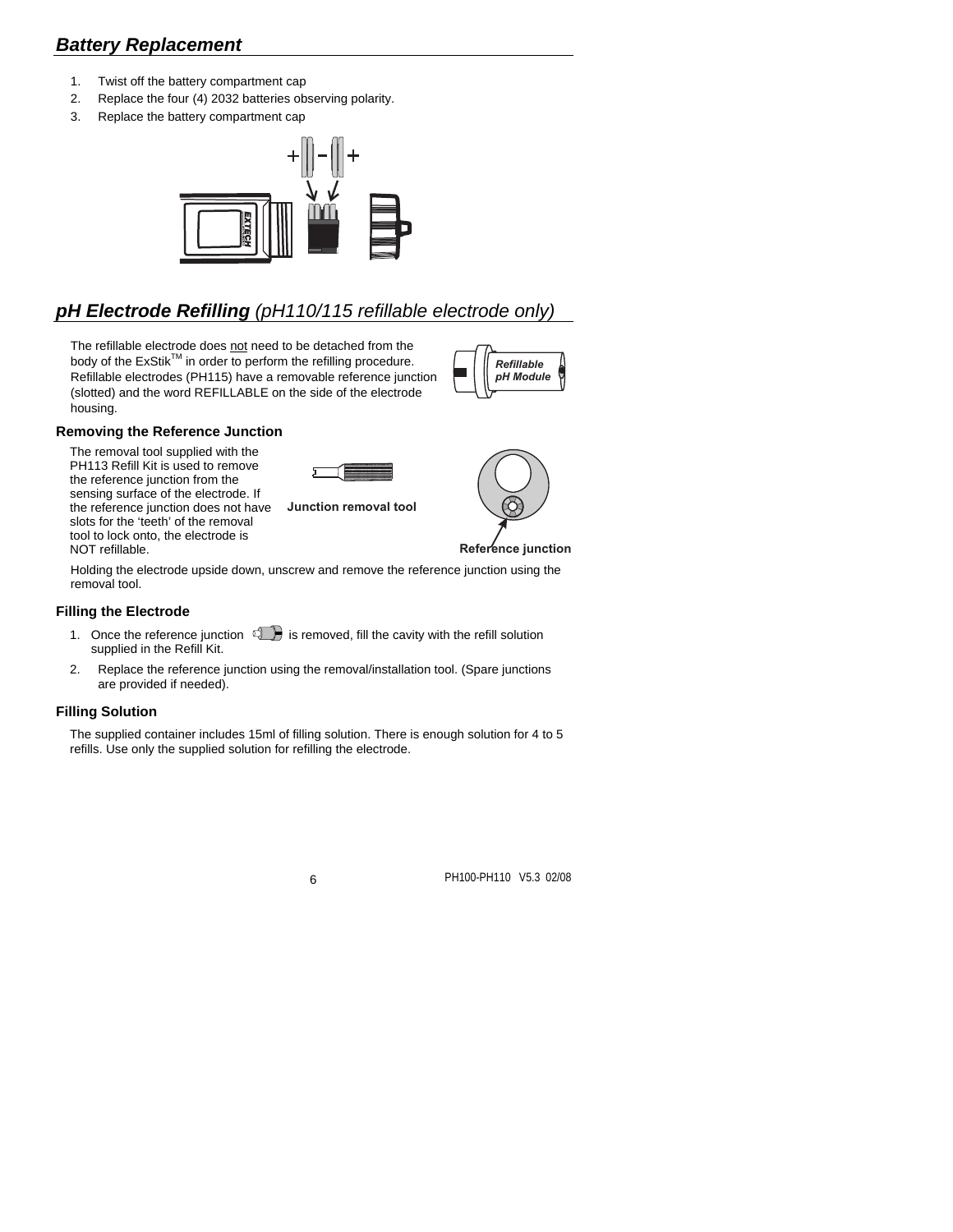## *Battery Replacement*

1. Twist off the battery compartment cap
2. Replace the four (4) 2032 batteries observing polarity.
3. Replace the battery compartment cap

## *pH Electrode Refilling (pH110/115 refillable electrode only)*

The refillable electrode does <u>not</u> need to be detached from the body of the ExStik™ in order to perform the refilling procedure. Refillable electrodes (PH115) have a removable reference junction (slotted) and the word REFILLABLE on the side of the electrode housing.

*Refillable pH Module*

### Removing the Reference Junction

The removal tool supplied with the PH113 Refill Kit is used to remove the reference junction from the sensing surface of the electrode. If the reference junction does not have slots for the 'teeth' of the removal tool to lock onto, the electrode is NOT refillable.

**Junction removal tool**

**Reference junction**

Holding the electrode upside down, unscrew and remove the reference junction using the removal tool.

### Filling the Electrode

1. Once the reference junction is removed, fill the cavity with the refill solution supplied in the Refill Kit.
2. Replace the reference junction using the removal/installation tool. (Spare junctions are provided if needed).

### Filling Solution

The supplied container includes 15ml of filling solution. There is enough solution for 4 to 5 refills. Use only the supplied solution for refilling the electrode.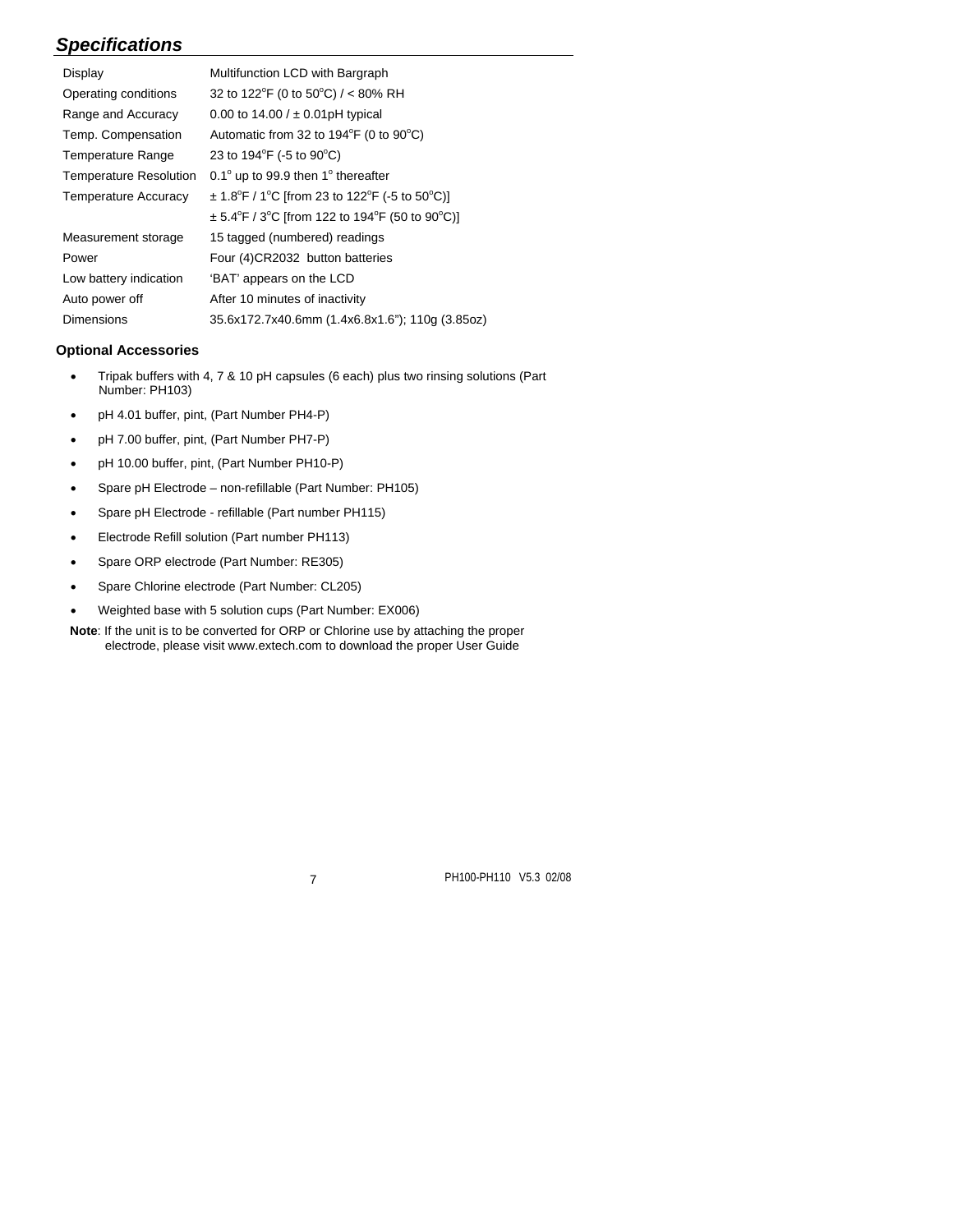## *Specifications*

| | |
|---|---|
| Display | Multifunction LCD with Bargraph |
| Operating conditions | 32 to 122°F (0 to 50°C) / < 80% RH |
| Range and Accuracy | 0.00 to 14.00 / ± 0.01pH typical |
| Temp. Compensation | Automatic from 32 to 194°F (0 to 90°C) |
| Temperature Range | 23 to 194°F (-5 to 90°C) |
| Temperature Resolution | 0.1° up to 99.9 then 1° thereafter |
| Temperature Accuracy | ± 1.8°F / 1°C [from 23 to 122°F (-5 to 50°C)] |
| | ± 5.4°F / 3°C [from 122 to 194°F (50 to 90°C)] |
| Measurement storage | 15 tagged (numbered) readings |
| Power | Four (4)CR2032 button batteries |
| Low battery indication | 'BAT' appears on the LCD |
| Auto power off | After 10 minutes of inactivity |
| Dimensions | 35.6x172.7x40.6mm (1.4x6.8x1.6"); 110g (3.85oz) |

### Optional Accessories

- Tripak buffers with 4, 7 & 10 pH capsules (6 each) plus two rinsing solutions (Part Number: PH103)
- pH 4.01 buffer, pint, (Part Number PH4-P)
- pH 7.00 buffer, pint, (Part Number PH7-P)
- pH 10.00 buffer, pint, (Part Number PH10-P)
- Spare pH Electrode – non-refillable (Part Number: PH105)
- Spare pH Electrode - refillable (Part number PH115)
- Electrode Refill solution (Part number PH113)
- Spare ORP electrode (Part Number: RE305)
- Spare Chlorine electrode (Part Number: CL205)
- Weighted base with 5 solution cups (Part Number: EX006)

**Note**: If the unit is to be converted for ORP or Chlorine use by attaching the proper electrode, please visit www.extech.com to download the proper User Guide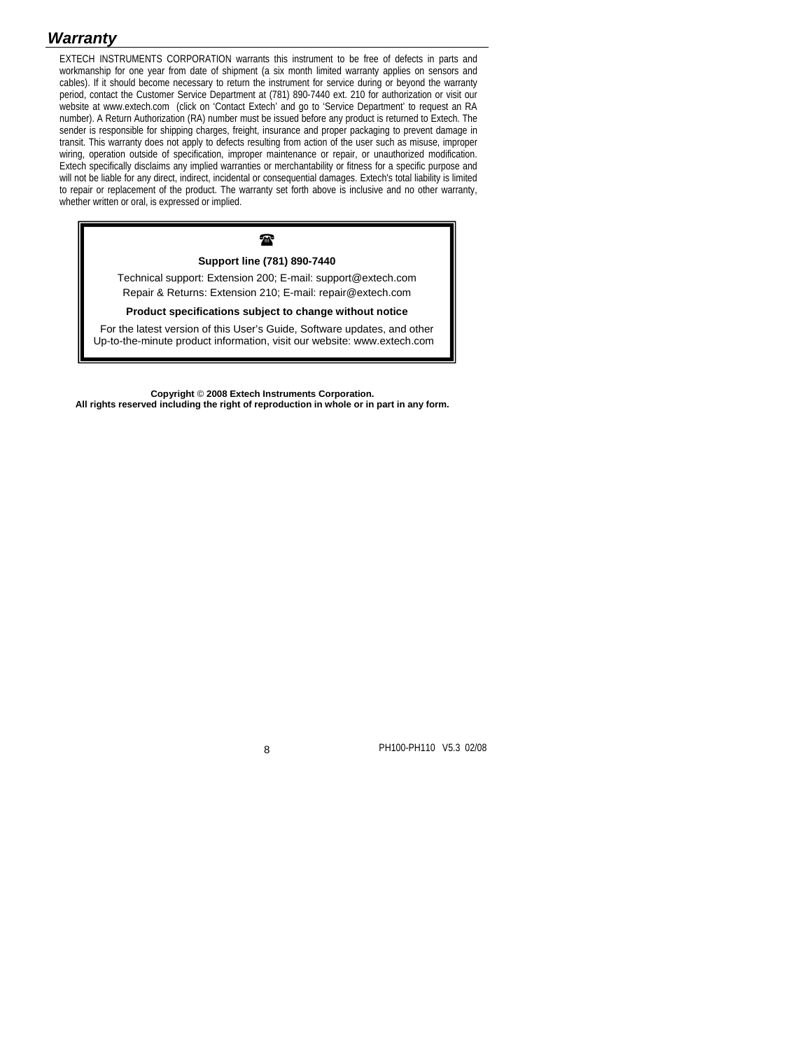## *Warranty*

EXTECH INSTRUMENTS CORPORATION warrants this instrument to be free of defects in parts and workmanship for one year from date of shipment (a six month limited warranty applies on sensors and cables). If it should become necessary to return the instrument for service during or beyond the warranty period, contact the Customer Service Department at (781) 890-7440 ext. 210 for authorization or visit our website at www.extech.com (click on 'Contact Extech' and go to 'Service Department' to request an RA number). A Return Authorization (RA) number must be issued before any product is returned to Extech. The sender is responsible for shipping charges, freight, insurance and proper packaging to prevent damage in transit. This warranty does not apply to defects resulting from action of the user such as misuse, improper wiring, operation outside of specification, improper maintenance or repair, or unauthorized modification. Extech specifically disclaims any implied warranties or merchantability or fitness for a specific purpose and will not be liable for any direct, indirect, incidental or consequential damages. Extech's total liability is limited to repair or replacement of the product. The warranty set forth above is inclusive and no other warranty, whether written or oral, is expressed or implied.

☎

**Support line (781) 890-7440**

Technical support: Extension 200; E-mail: support@extech.com

Repair & Returns: Extension 210; E-mail: repair@extech.com

**Product specifications subject to change without notice**

For the latest version of this User's Guide, Software updates, and other Up-to-the-minute product information, visit our website: www.extech.com

**Copyright © 2008 Extech Instruments Corporation.**
**All rights reserved including the right of reproduction in whole or in part in any form.**